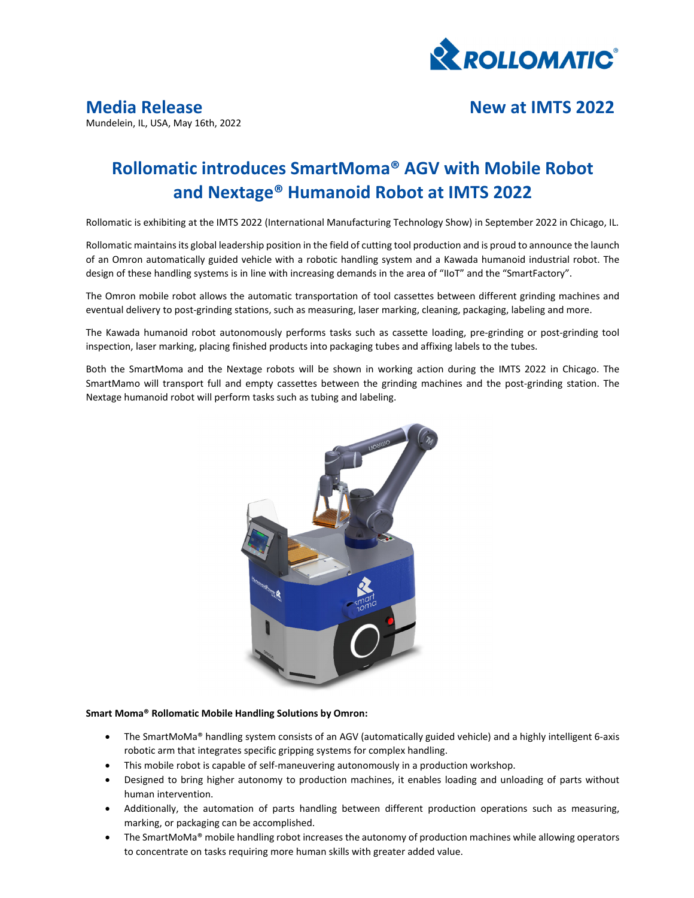# Media Release

Mundelein, IL, USA, May 16th, 2022

## New at IMTS 2022

# Rollomatic introduces SmartMoma® AGV with Mobile Robot and Nextage® Humanoid Robot at IMTS 2022

Rollomatic is exhibiting at the IMTS 2022 (International Manufacturing Technology Show) in September 2022 in Chicago, IL.

Rollomatic maintains its global leadership position in the field of cutting tool production and is proud to announce the launch of an Omron automatically guided vehicle with a robotic handling system and a Kawada humanoid industrial robot. The design of these handling systems is in line with increasing demands in the area of "IIoT" and the "SmartFactory".

The Omron mobile robot allows the automatic transportation of tool cassettes between different grinding machines and eventual delivery to post-grinding stations, such as measuring, laser marking, cleaning, packaging, labeling and more.

The Kawada humanoid robot autonomously performs tasks such as cassette loading, pre-grinding or post-grinding tool inspection, laser marking, placing finished products into packaging tubes and affixing labels to the tubes.

Both the SmartMoma and the Nextage robots will be shown in working action during the IMTS 2022 in Chicago. The SmartMamo will transport full and empty cassettes between the grinding machines and the post-grinding station. The Nextage humanoid robot will perform tasks such as tubing and labeling.

**Smart Moma® Rollomatic Mobile Handling Solutions by Omron:**

- The SmartMoMa® handling system consists of an AGV (automatically guided vehicle) and a highly intelligent 6-axis robotic arm that integrates specific gripping systems for complex handling.
- This mobile robot is capable of self-maneuvering autonomously in a production workshop.
- Designed to bring higher autonomy to production machines, it enables loading and unloading of parts without human intervention.
- Additionally, the automation of parts handling between different production operations such as measuring, marking, or packaging can be accomplished.
- The SmartMoMa® mobile handling robot increases the autonomy of production machines while allowing operators to concentrate on tasks requiring more human skills with greater added value.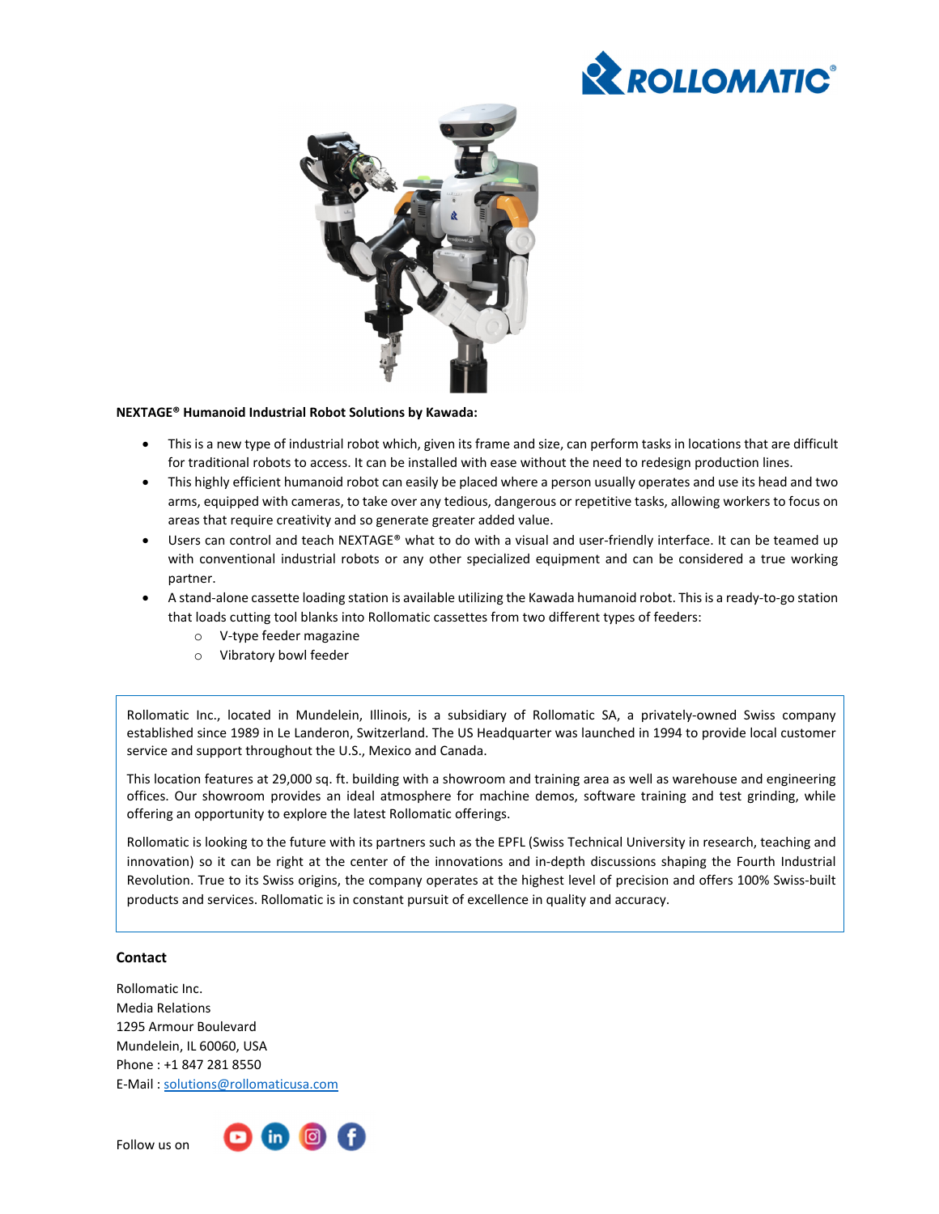**NEXTAGE® Humanoid Industrial Robot Solutions by Kawada:**

- This is a new type of industrial robot which, given its frame and size, can perform tasks in locations that are difficult for traditional robots to access. It can be installed with ease without the need to redesign production lines.
- This highly efficient humanoid robot can easily be placed where a person usually operates and use its head and two arms, equipped with cameras, to take over any tedious, dangerous or repetitive tasks, allowing workers to focus on areas that require creativity and so generate greater added value.
- Users can control and teach NEXTAGE® what to do with a visual and user-friendly interface. It can be teamed up with conventional industrial robots or any other specialized equipment and can be considered a true working partner.
- A stand-alone cassette loading station is available utilizing the Kawada humanoid robot. This is a ready-to-go station that loads cutting tool blanks into Rollomatic cassettes from two different types of feeders:
  - V-type feeder magazine
  - Vibratory bowl feeder

Rollomatic Inc., located in Mundelein, Illinois, is a subsidiary of Rollomatic SA, a privately-owned Swiss company established since 1989 in Le Landeron, Switzerland. The US Headquarter was launched in 1994 to provide local customer service and support throughout the U.S., Mexico and Canada.

This location features at 29,000 sq. ft. building with a showroom and training area as well as warehouse and engineering offices. Our showroom provides an ideal atmosphere for machine demos, software training and test grinding, while offering an opportunity to explore the latest Rollomatic offerings.

Rollomatic is looking to the future with its partners such as the EPFL (Swiss Technical University in research, teaching and innovation) so it can be right at the center of the innovations and in-depth discussions shaping the Fourth Industrial Revolution. True to its Swiss origins, the company operates at the highest level of precision and offers 100% Swiss-built products and services. Rollomatic is in constant pursuit of excellence in quality and accuracy.

**Contact**

Rollomatic Inc.
Media Relations
1295 Armour Boulevard
Mundelein, IL 60060, USA
Phone : +1 847 281 8550
E-Mail : solutions@rollomaticusa.com

Follow us on